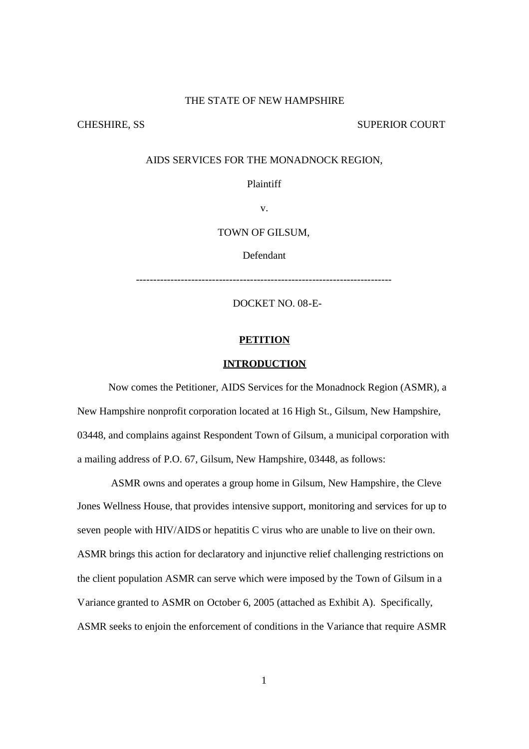THE STATE OF NEW HAMPSHIRE

CHESHIRE, SS SUPERIOR COURT

AIDS SERVICES FOR THE MONADNOCK REGION,

Plaintiff

v.

TOWN OF GILSUM,

Defendant

---

DOCKET NO. 08-E-

**PETITION**

**INTRODUCTION**

Now comes the Petitioner, AIDS Services for the Monadnock Region (ASMR), a New Hampshire nonprofit corporation located at 16 High St., Gilsum, New Hampshire, 03448, and complains against Respondent Town of Gilsum, a municipal corporation with a mailing address of P.O. 67, Gilsum, New Hampshire, 03448, as follows:

ASMR owns and operates a group home in Gilsum, New Hampshire, the Cleve Jones Wellness House, that provides intensive support, monitoring and services for up to seven people with HIV/AIDS or hepatitis C virus who are unable to live on their own. ASMR brings this action for declaratory and injunctive relief challenging restrictions on the client population ASMR can serve which were imposed by the Town of Gilsum in a Variance granted to ASMR on October 6, 2005 (attached as Exhibit A). Specifically, ASMR seeks to enjoin the enforcement of conditions in the Variance that require ASMR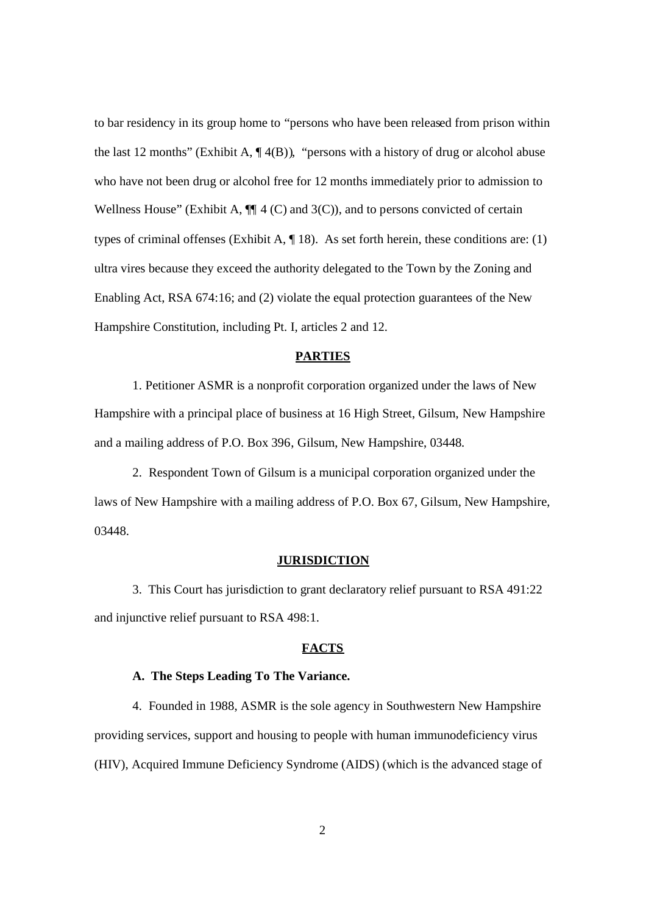to bar residency in its group home to "persons who have been released from prison within the last 12 months" (Exhibit A, ¶ 4(B)), "persons with a history of drug or alcohol abuse who have not been drug or alcohol free for 12 months immediately prior to admission to Wellness House" (Exhibit A, ¶¶ 4 (C) and 3(C)), and to persons convicted of certain types of criminal offenses (Exhibit A, ¶ 18). As set forth herein, these conditions are: (1) ultra vires because they exceed the authority delegated to the Town by the Zoning and Enabling Act, RSA 674:16; and (2) violate the equal protection guarantees of the New Hampshire Constitution, including Pt. I, articles 2 and 12.

## PARTIES

1. Petitioner ASMR is a nonprofit corporation organized under the laws of New Hampshire with a principal place of business at 16 High Street, Gilsum, New Hampshire and a mailing address of P.O. Box 396, Gilsum, New Hampshire, 03448.

2. Respondent Town of Gilsum is a municipal corporation organized under the laws of New Hampshire with a mailing address of P.O. Box 67, Gilsum, New Hampshire, 03448.

## JURISDICTION

3. This Court has jurisdiction to grant declaratory relief pursuant to RSA 491:22 and injunctive relief pursuant to RSA 498:1.

## FACTS

### A. The Steps Leading To The Variance.

4. Founded in 1988, ASMR is the sole agency in Southwestern New Hampshire providing services, support and housing to people with human immunodeficiency virus (HIV), Acquired Immune Deficiency Syndrome (AIDS) (which is the advanced stage of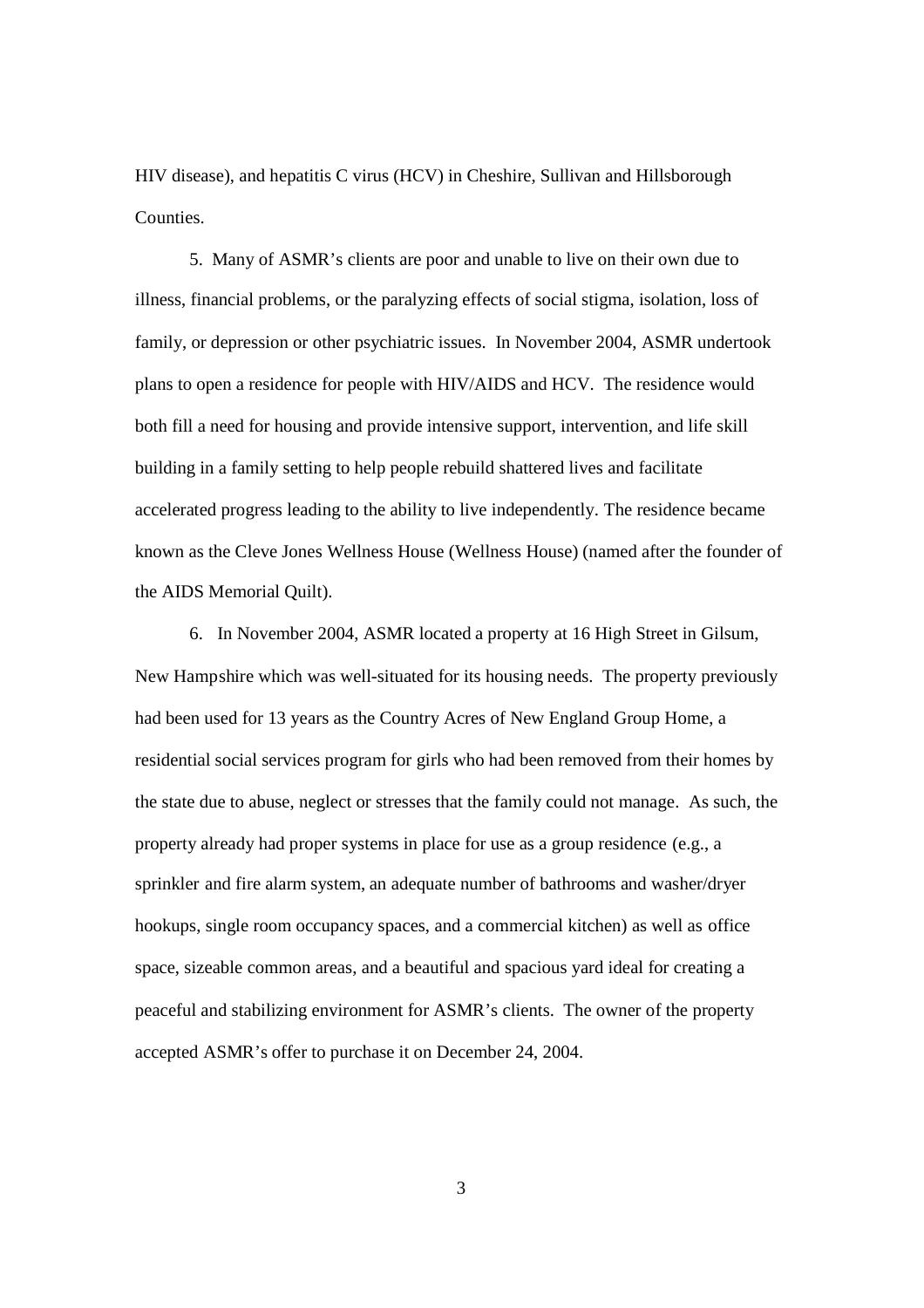HIV disease), and hepatitis C virus (HCV) in Cheshire, Sullivan and Hillsborough Counties.

5. Many of ASMR's clients are poor and unable to live on their own due to illness, financial problems, or the paralyzing effects of social stigma, isolation, loss of family, or depression or other psychiatric issues. In November 2004, ASMR undertook plans to open a residence for people with HIV/AIDS and HCV. The residence would both fill a need for housing and provide intensive support, intervention, and life skill building in a family setting to help people rebuild shattered lives and facilitate accelerated progress leading to the ability to live independently. The residence became known as the Cleve Jones Wellness House (Wellness House) (named after the founder of the AIDS Memorial Quilt).

6. In November 2004, ASMR located a property at 16 High Street in Gilsum, New Hampshire which was well-situated for its housing needs. The property previously had been used for 13 years as the Country Acres of New England Group Home, a residential social services program for girls who had been removed from their homes by the state due to abuse, neglect or stresses that the family could not manage. As such, the property already had proper systems in place for use as a group residence (e.g., a sprinkler and fire alarm system, an adequate number of bathrooms and washer/dryer hookups, single room occupancy spaces, and a commercial kitchen) as well as office space, sizeable common areas, and a beautiful and spacious yard ideal for creating a peaceful and stabilizing environment for ASMR's clients. The owner of the property accepted ASMR's offer to purchase it on December 24, 2004.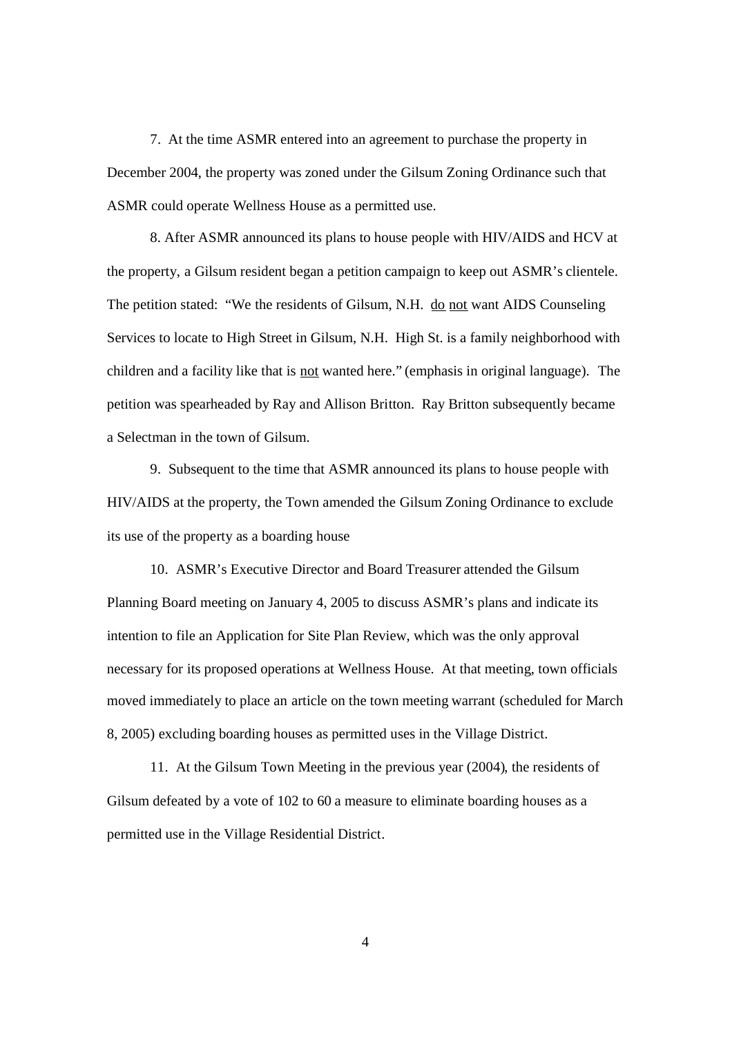7. At the time ASMR entered into an agreement to purchase the property in December 2004, the property was zoned under the Gilsum Zoning Ordinance such that ASMR could operate Wellness House as a permitted use.

8. After ASMR announced its plans to house people with HIV/AIDS and HCV at the property, a Gilsum resident began a petition campaign to keep out ASMR's clientele. The petition stated: "We the residents of Gilsum, N.H. <u>do not</u> want AIDS Counseling Services to locate to High Street in Gilsum, N.H. High St. is a family neighborhood with children and a facility like that is <u>not</u> wanted here." (emphasis in original language). The petition was spearheaded by Ray and Allison Britton. Ray Britton subsequently became a Selectman in the town of Gilsum.

9. Subsequent to the time that ASMR announced its plans to house people with HIV/AIDS at the property, the Town amended the Gilsum Zoning Ordinance to exclude its use of the property as a boarding house

10. ASMR's Executive Director and Board Treasurer attended the Gilsum Planning Board meeting on January 4, 2005 to discuss ASMR's plans and indicate its intention to file an Application for Site Plan Review, which was the only approval necessary for its proposed operations at Wellness House. At that meeting, town officials moved immediately to place an article on the town meeting warrant (scheduled for March 8, 2005) excluding boarding houses as permitted uses in the Village District.

11. At the Gilsum Town Meeting in the previous year (2004), the residents of Gilsum defeated by a vote of 102 to 60 a measure to eliminate boarding houses as a permitted use in the Village Residential District.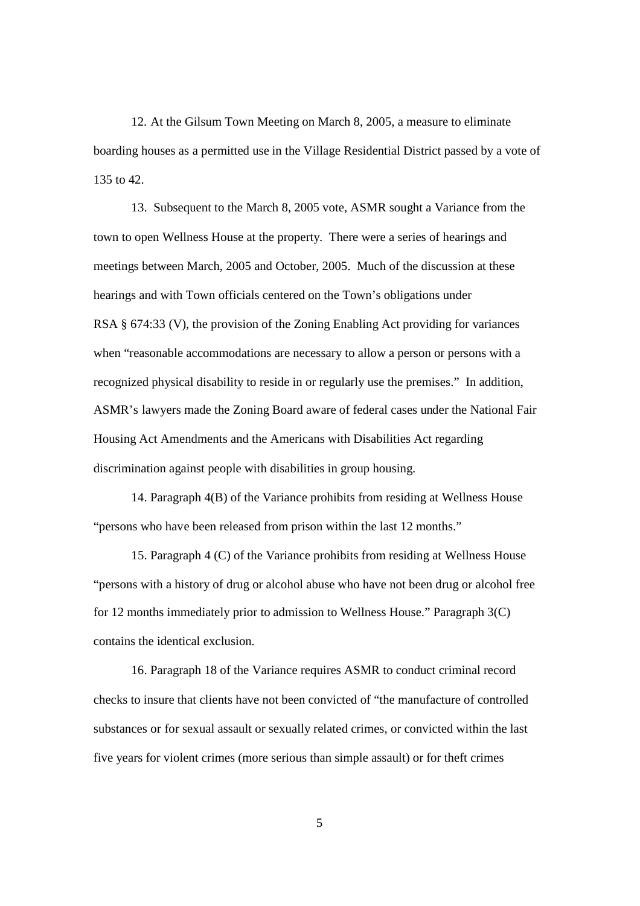12. At the Gilsum Town Meeting on March 8, 2005, a measure to eliminate boarding houses as a permitted use in the Village Residential District passed by a vote of 135 to 42.

13. Subsequent to the March 8, 2005 vote, ASMR sought a Variance from the town to open Wellness House at the property. There were a series of hearings and meetings between March, 2005 and October, 2005. Much of the discussion at these hearings and with Town officials centered on the Town's obligations under RSA § 674:33 (V), the provision of the Zoning Enabling Act providing for variances when "reasonable accommodations are necessary to allow a person or persons with a recognized physical disability to reside in or regularly use the premises." In addition, ASMR's lawyers made the Zoning Board aware of federal cases under the National Fair Housing Act Amendments and the Americans with Disabilities Act regarding discrimination against people with disabilities in group housing.

14. Paragraph 4(B) of the Variance prohibits from residing at Wellness House "persons who have been released from prison within the last 12 months."

15. Paragraph 4 (C) of the Variance prohibits from residing at Wellness House "persons with a history of drug or alcohol abuse who have not been drug or alcohol free for 12 months immediately prior to admission to Wellness House." Paragraph 3(C) contains the identical exclusion.

16. Paragraph 18 of the Variance requires ASMR to conduct criminal record checks to insure that clients have not been convicted of "the manufacture of controlled substances or for sexual assault or sexually related crimes, or convicted within the last five years for violent crimes (more serious than simple assault) or for theft crimes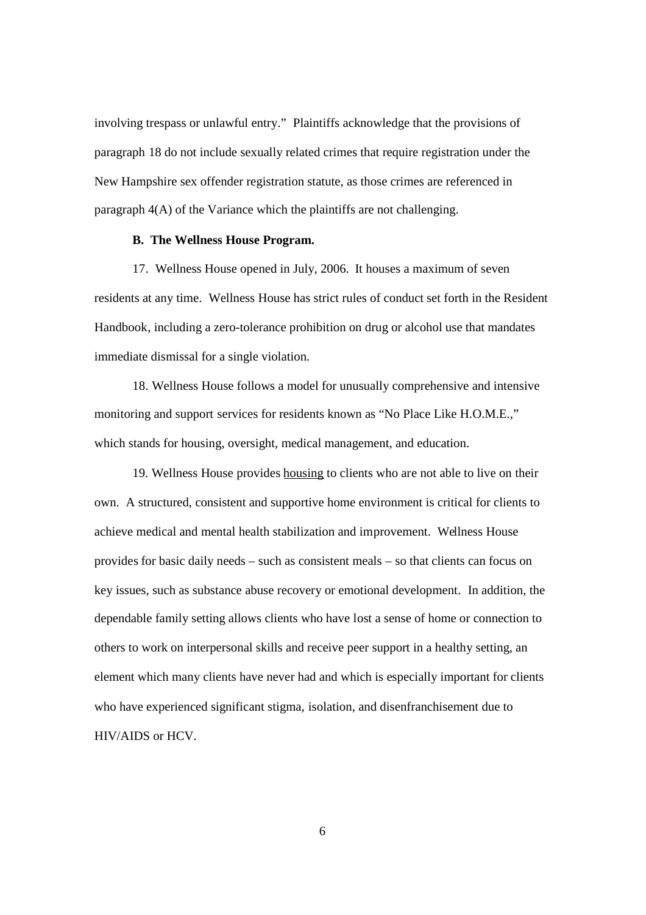involving trespass or unlawful entry." Plaintiffs acknowledge that the provisions of paragraph 18 do not include sexually related crimes that require registration under the New Hampshire sex offender registration statute, as those crimes are referenced in paragraph 4(A) of the Variance which the plaintiffs are not challenging.

**B. The Wellness House Program.**

17. Wellness House opened in July, 2006. It houses a maximum of seven residents at any time. Wellness House has strict rules of conduct set forth in the Resident Handbook, including a zero-tolerance prohibition on drug or alcohol use that mandates immediate dismissal for a single violation.

18. Wellness House follows a model for unusually comprehensive and intensive monitoring and support services for residents known as "No Place Like H.O.M.E.," which stands for housing, oversight, medical management, and education.

19. Wellness House provides <u>housing</u> to clients who are not able to live on their own. A structured, consistent and supportive home environment is critical for clients to achieve medical and mental health stabilization and improvement. Wellness House provides for basic daily needs – such as consistent meals – so that clients can focus on key issues, such as substance abuse recovery or emotional development. In addition, the dependable family setting allows clients who have lost a sense of home or connection to others to work on interpersonal skills and receive peer support in a healthy setting, an element which many clients have never had and which is especially important for clients who have experienced significant stigma, isolation, and disenfranchisement due to HIV/AIDS or HCV.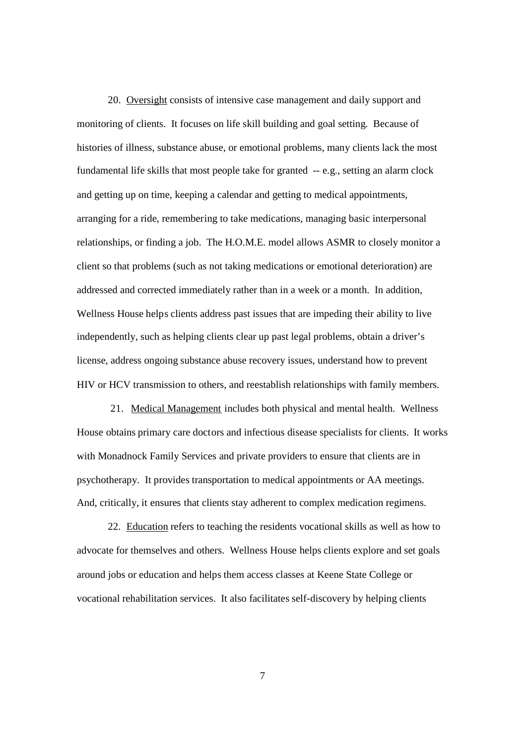20. <u>Oversight</u> consists of intensive case management and daily support and monitoring of clients. It focuses on life skill building and goal setting. Because of histories of illness, substance abuse, or emotional problems, many clients lack the most fundamental life skills that most people take for granted -- e.g., setting an alarm clock and getting up on time, keeping a calendar and getting to medical appointments, arranging for a ride, remembering to take medications, managing basic interpersonal relationships, or finding a job. The H.O.M.E. model allows ASMR to closely monitor a client so that problems (such as not taking medications or emotional deterioration) are addressed and corrected immediately rather than in a week or a month. In addition, Wellness House helps clients address past issues that are impeding their ability to live independently, such as helping clients clear up past legal problems, obtain a driver's license, address ongoing substance abuse recovery issues, understand how to prevent HIV or HCV transmission to others, and reestablish relationships with family members.

21. <u>Medical Management</u> includes both physical and mental health. Wellness House obtains primary care doctors and infectious disease specialists for clients. It works with Monadnock Family Services and private providers to ensure that clients are in psychotherapy. It provides transportation to medical appointments or AA meetings. And, critically, it ensures that clients stay adherent to complex medication regimens.

22. <u>Education</u> refers to teaching the residents vocational skills as well as how to advocate for themselves and others. Wellness House helps clients explore and set goals around jobs or education and helps them access classes at Keene State College or vocational rehabilitation services. It also facilitates self-discovery by helping clients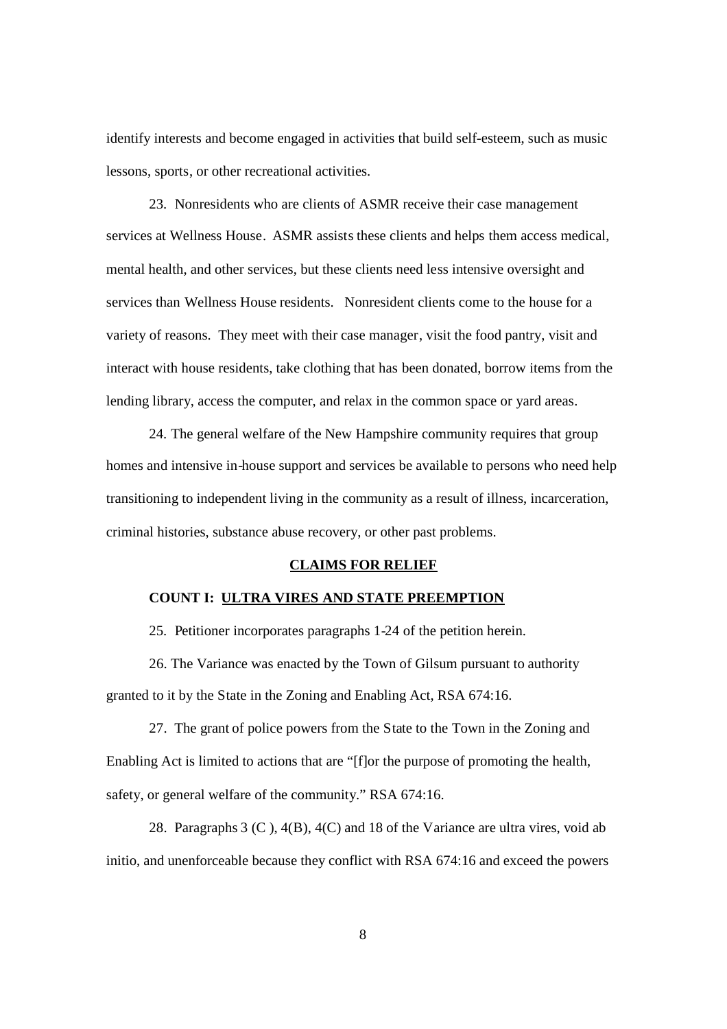identify interests and become engaged in activities that build self-esteem, such as music lessons, sports, or other recreational activities.

23. Nonresidents who are clients of ASMR receive their case management services at Wellness House. ASMR assists these clients and helps them access medical, mental health, and other services, but these clients need less intensive oversight and services than Wellness House residents. Nonresident clients come to the house for a variety of reasons. They meet with their case manager, visit the food pantry, visit and interact with house residents, take clothing that has been donated, borrow items from the lending library, access the computer, and relax in the common space or yard areas.

24. The general welfare of the New Hampshire community requires that group homes and intensive in-house support and services be available to persons who need help transitioning to independent living in the community as a result of illness, incarceration, criminal histories, substance abuse recovery, or other past problems.

## <u>CLAIMS FOR RELIEF</u>

### COUNT I: <u>ULTRA VIRES AND STATE PREEMPTION</u>

25. Petitioner incorporates paragraphs 1-24 of the petition herein.

26. The Variance was enacted by the Town of Gilsum pursuant to authority granted to it by the State in the Zoning and Enabling Act, RSA 674:16.

27. The grant of police powers from the State to the Town in the Zoning and Enabling Act is limited to actions that are "[f]or the purpose of promoting the health, safety, or general welfare of the community." RSA 674:16.

28. Paragraphs 3 (C ), 4(B), 4(C) and 18 of the Variance are ultra vires, void ab initio, and unenforceable because they conflict with RSA 674:16 and exceed the powers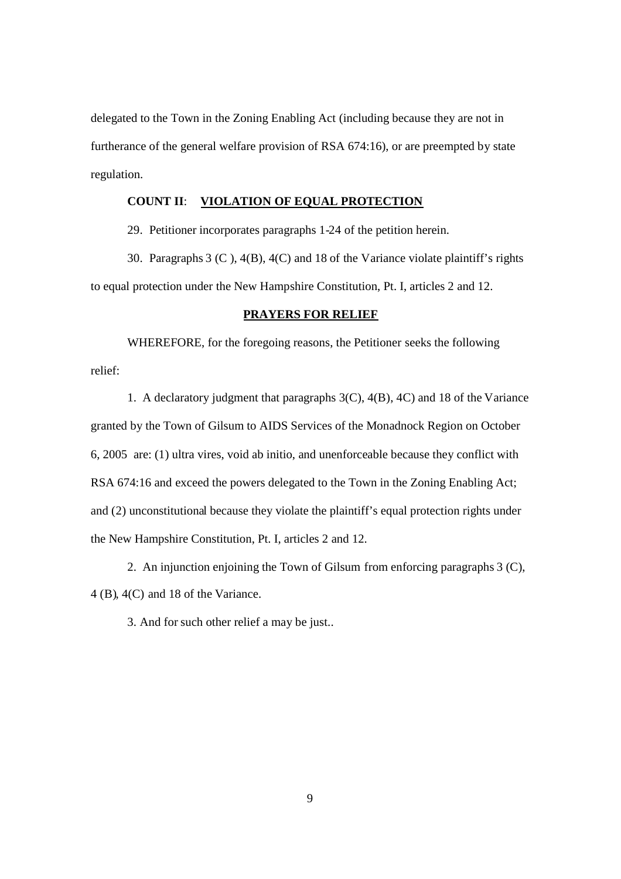delegated to the Town in the Zoning Enabling Act (including because they are not in furtherance of the general welfare provision of RSA 674:16), or are preempted by state regulation.

**COUNT II**: **VIOLATION OF EQUAL PROTECTION**

29. Petitioner incorporates paragraphs 1-24 of the petition herein.

30. Paragraphs 3 (C ), 4(B), 4(C) and 18 of the Variance violate plaintiff's rights to equal protection under the New Hampshire Constitution, Pt. I, articles 2 and 12.

**PRAYERS FOR RELIEF**

WHEREFORE, for the foregoing reasons, the Petitioner seeks the following relief:

1. A declaratory judgment that paragraphs 3(C), 4(B), 4C) and 18 of the Variance granted by the Town of Gilsum to AIDS Services of the Monadnock Region on October 6, 2005 are: (1) ultra vires, void ab initio, and unenforceable because they conflict with RSA 674:16 and exceed the powers delegated to the Town in the Zoning Enabling Act; and (2) unconstitutional because they violate the plaintiff's equal protection rights under the New Hampshire Constitution, Pt. I, articles 2 and 12.

2. An injunction enjoining the Town of Gilsum from enforcing paragraphs 3 (C), 4 (B), 4(C) and 18 of the Variance.

3. And for such other relief a may be just..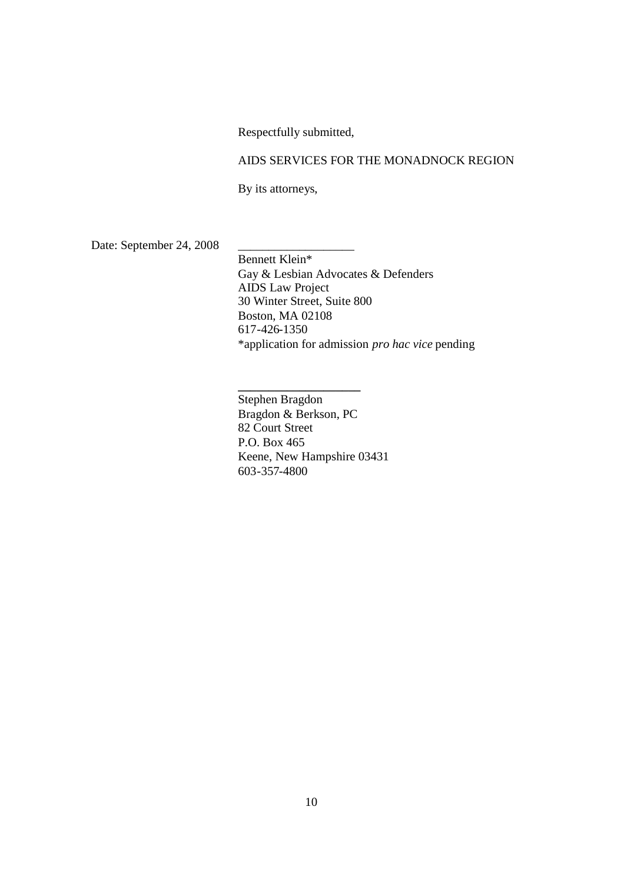Respectfully submitted,

AIDS SERVICES FOR THE MONADNOCK REGION

By its attorneys,

Date: September 24, 2008 \_\_\_\_\_\_\_\_\_\_\_\_\_\_\_\_\_\_

Bennett Klein*
Gay & Lesbian Advocates & Defenders
AIDS Law Project
30 Winter Street, Suite 800
Boston, MA 02108
617-426-1350
*application for admission *pro hac vice* pending

\_\_\_\_\_\_\_\_\_\_\_\_\_\_\_\_\_\_

Stephen Bragdon
Bragdon & Berkson, PC
82 Court Street
P.O. Box 465
Keene, New Hampshire 03431
603-357-4800